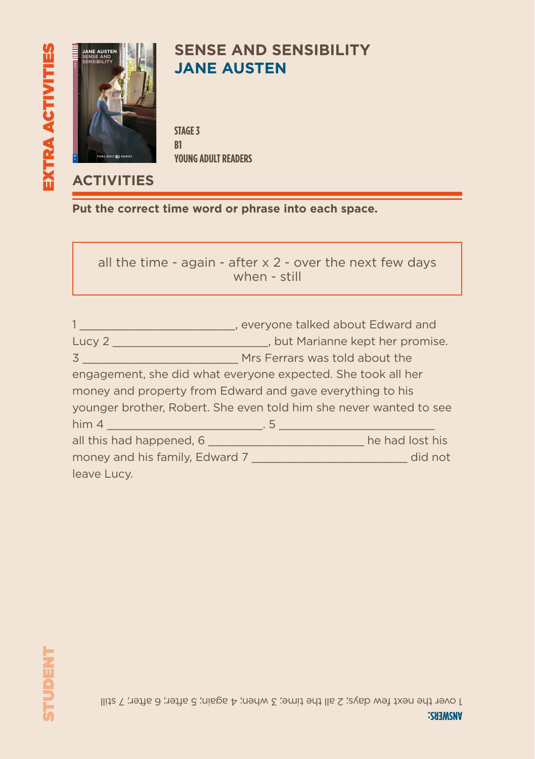EXTRA ACTIVITIES

# SENSE AND SENSIBILITY
## JANE AUSTEN

STAGE 3
B1
YOUNG ADULT READERS

## ACTIVITIES

**Put the correct time word or phrase into each space.**

all the time - again - after x 2 - over the next few days
when - still

1 ________________________, everyone talked about Edward and Lucy 2 ________________________, but Marianne kept her promise. 3 ________________________ Mrs Ferrars was told about the engagement, she did what everyone expected. She took all her money and property from Edward and gave everything to his younger brother, Robert. She even told him she never wanted to see him 4 ________________________. 5 ________________________ all this had happened, 6 ________________________ he had lost his money and his family, Edward 7 ________________________ did not leave Lucy.

**ANSWERS:**
1 over the next few days; 2 all the time; 3 when; 4 again; 5 after; 6 after; 7 still

STUDENT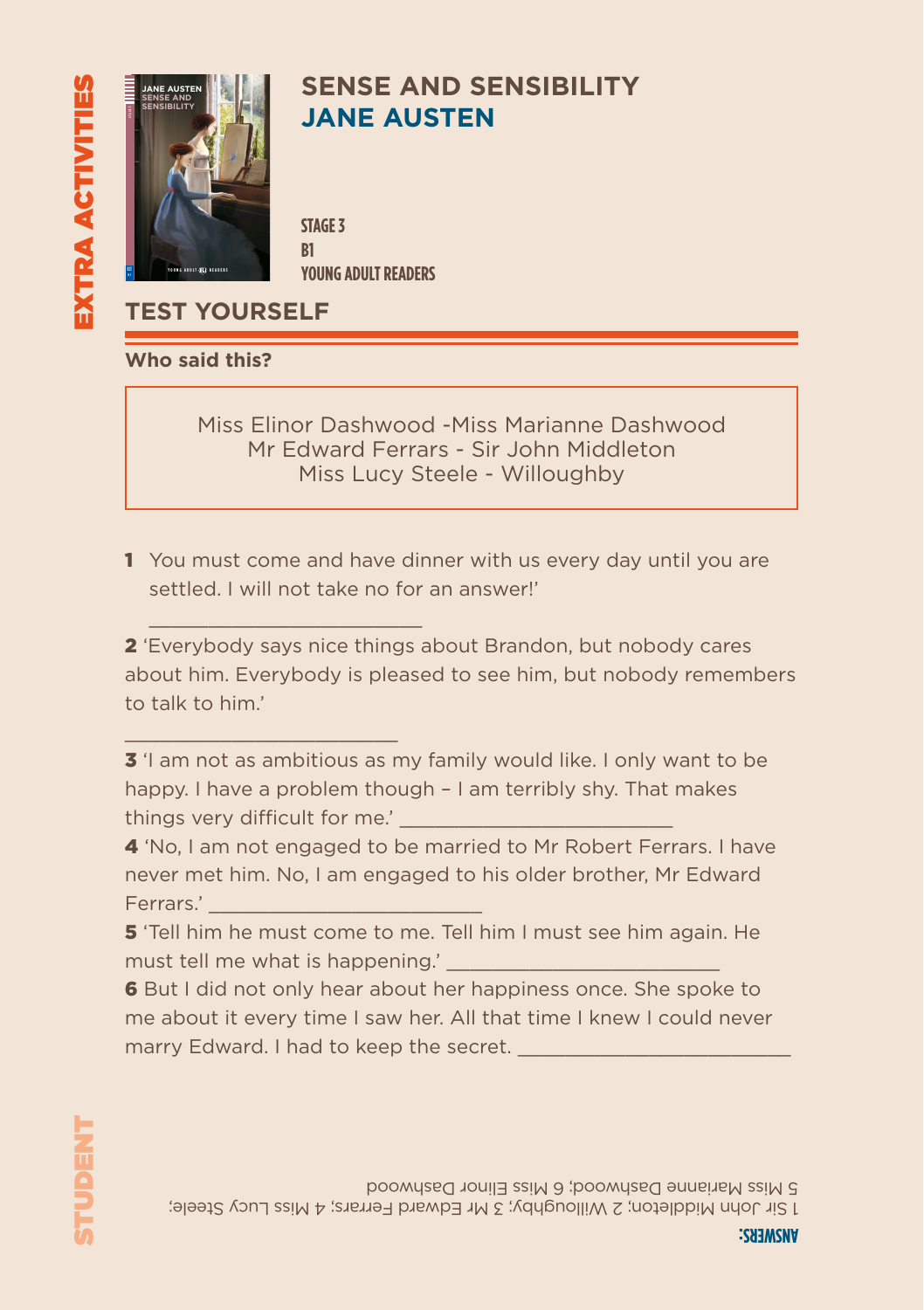EXTRA ACTIVITIES

# SENSE AND SENSIBILITY
## JANE AUSTEN

STAGE 3
B1
YOUNG ADULT READERS

## TEST YOURSELF

**Who said this?**

Miss Elinor Dashwood -Miss Marianne Dashwood
Mr Edward Ferrars - Sir John Middleton
Miss Lucy Steele - Willoughby

**1** You must come and have dinner with us every day until you are settled. I will not take no for an answer!'

________________________

**2** 'Everybody says nice things about Brandon, but nobody cares about him. Everybody is pleased to see him, but nobody remembers to talk to him.'

________________________

**3** 'I am not as ambitious as my family would like. I only want to be happy. I have a problem though – I am terribly shy. That makes things very difficult for me.' ________________________

**4** 'No, I am not engaged to be married to Mr Robert Ferrars. I have never met him. No, I am engaged to his older brother, Mr Edward Ferrars.' ________________________

**5** 'Tell him he must come to me. Tell him I must see him again. He must tell me what is happening.' ________________________

**6** But I did not only hear about her happiness once. She spoke to me about it every time I saw her. All that time I knew I could never marry Edward. I had to keep the secret. ________________________

**ANSWERS:**
1 Sir John Middleton; 2 Willoughby; 3 Mr Edward Ferrars; 4 Miss Lucy Steele; 5 Miss Marianne Dashwood; 6 Miss Elinor Dashwood

STUDENT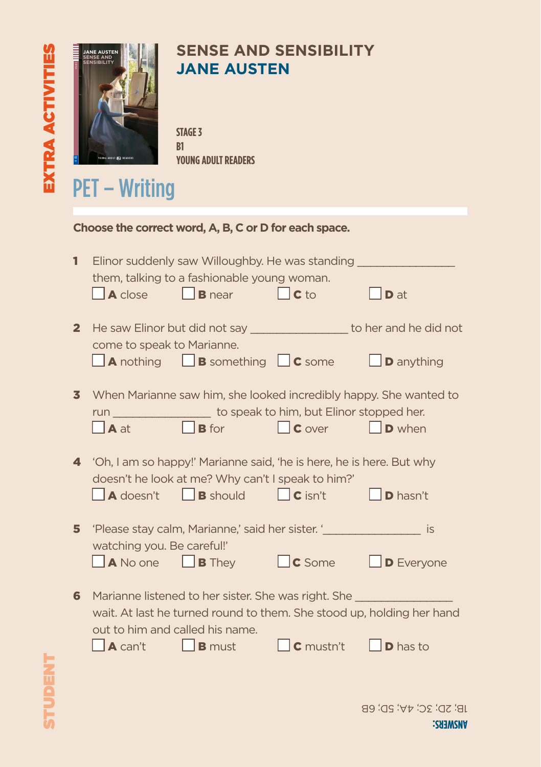EXTRA ACTIVITIES

# SENSE AND SENSIBILITY
# JANE AUSTEN

STAGE 3
B1
YOUNG ADULT READERS

## PET – Writing

**Choose the correct word, A, B, C or D for each space.**

**1** Elinor suddenly saw Willoughby. He was standing _______________ them, talking to a fashionable young woman.

☐ **A** close ☐ **B** near ☐ **C** to ☐ **D** at

**2** He saw Elinor but did not say _______________ to her and he did not come to speak to Marianne.

☐ **A** nothing ☐ **B** something ☐ **C** some ☐ **D** anything

**3** When Marianne saw him, she looked incredibly happy. She wanted to run _______________ to speak to him, but Elinor stopped her.

☐ **A** at ☐ **B** for ☐ **C** over ☐ **D** when

**4** 'Oh, I am so happy!' Marianne said, 'he is here, he is here. But why doesn't he look at me? Why can't I speak to him?'

☐ **A** doesn't ☐ **B** should ☐ **C** isn't ☐ **D** hasn't

**5** 'Please stay calm, Marianne,' said her sister. '_______________ is watching you. Be careful!'

☐ **A** No one ☐ **B** They ☐ **C** Some ☐ **D** Everyone

**6** Marianne listened to her sister. She was right. She _______________ wait. At last he turned round to them. She stood up, holding her hand out to him and called his name.

☐ **A** can't ☐ **B** must ☐ **C** mustn't ☐ **D** has to

STUDENT

**ANSWERS:**
1B; 2D; 3C; 4A; 5D; 6B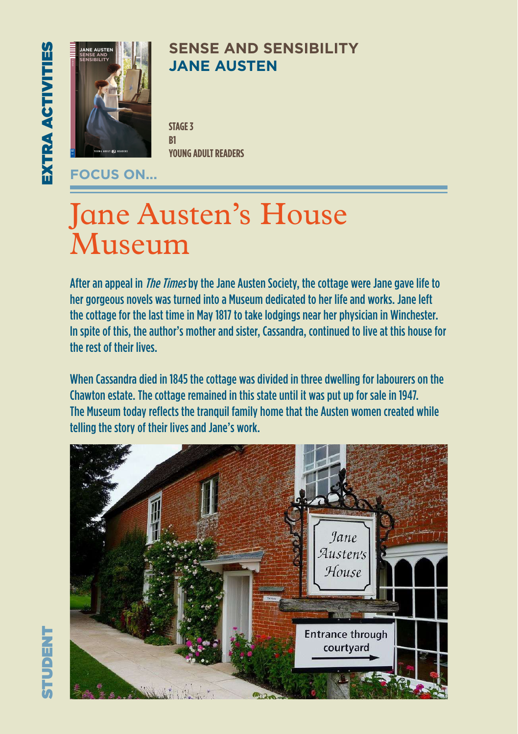# SENSE AND SENSIBILITY
## JANE AUSTEN

STAGE 3
B1
YOUNG ADULT READERS

EXTRA ACTIVITIES

STUDENT

FOCUS ON...

# Jane Austen's House Museum

After an appeal in *The Times* by the Jane Austen Society, the cottage were Jane gave life to her gorgeous novels was turned into a Museum dedicated to her life and works. Jane left the cottage for the last time in May 1817 to take lodgings near her physician in Winchester. In spite of this, the author's mother and sister, Cassandra, continued to live at this house for the rest of their lives.

When Cassandra died in 1845 the cottage was divided in three dwelling for labourers on the Chawton estate. The cottage remained in this state until it was put up for sale in 1947. The Museum today reflects the tranquil family home that the Austen women created while telling the story of their lives and Jane's work.